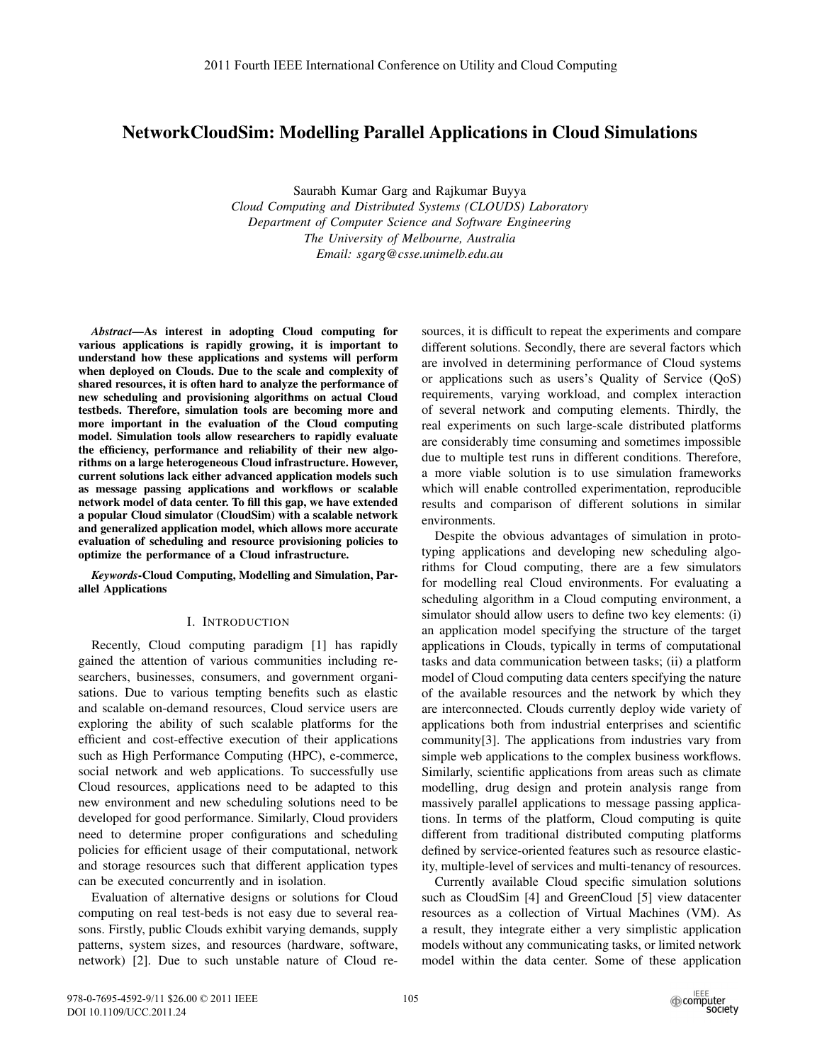# NetworkCloudSim: Modelling Parallel Applications in Cloud Simulations

Saurabh Kumar Garg and Rajkumar Buyya
*Cloud Computing and Distributed Systems (CLOUDS) Laboratory*
*Department of Computer Science and Software Engineering*
*The University of Melbourne, Australia*
*Email: sgarg@csse.unimelb.edu.au*

***Abstract*—As interest in adopting Cloud computing for various applications is rapidly growing, it is important to understand how these applications and systems will perform when deployed on Clouds. Due to the scale and complexity of shared resources, it is often hard to analyze the performance of new scheduling and provisioning algorithms on actual Cloud testbeds. Therefore, simulation tools are becoming more and more important in the evaluation of the Cloud computing model. Simulation tools allow researchers to rapidly evaluate the efficiency, performance and reliability of their new algorithms on a large heterogeneous Cloud infrastructure. However, current solutions lack either advanced application models such as message passing applications and workflows or scalable network model of data center. To fill this gap, we have extended a popular Cloud simulator (CloudSim) with a scalable network and generalized application model, which allows more accurate evaluation of scheduling and resource provisioning policies to optimize the performance of a Cloud infrastructure.**

***Keywords*-Cloud Computing, Modelling and Simulation, Parallel Applications**

## I. Introduction

Recently, Cloud computing paradigm [1] has rapidly gained the attention of various communities including researchers, businesses, consumers, and government organisations. Due to various tempting benefits such as elastic and scalable on-demand resources, Cloud service users are exploring the ability of such scalable platforms for the efficient and cost-effective execution of their applications such as High Performance Computing (HPC), e-commerce, social network and web applications. To successfully use Cloud resources, applications need to be adapted to this new environment and new scheduling solutions need to be developed for good performance. Similarly, Cloud providers need to determine proper configurations and scheduling policies for efficient usage of their computational, network and storage resources such that different application types can be executed concurrently and in isolation.

Evaluation of alternative designs or solutions for Cloud computing on real test-beds is not easy due to several reasons. Firstly, public Clouds exhibit varying demands, supply patterns, system sizes, and resources (hardware, software, network) [2]. Due to such unstable nature of Cloud resources, it is difficult to repeat the experiments and compare different solutions. Secondly, there are several factors which are involved in determining performance of Cloud systems or applications such as users's Quality of Service (QoS) requirements, varying workload, and complex interaction of several network and computing elements. Thirdly, the real experiments on such large-scale distributed platforms are considerably time consuming and sometimes impossible due to multiple test runs in different conditions. Therefore, a more viable solution is to use simulation frameworks which will enable controlled experimentation, reproducible results and comparison of different solutions in similar environments.

Despite the obvious advantages of simulation in prototyping applications and developing new scheduling algorithms for Cloud computing, there are a few simulators for modelling real Cloud environments. For evaluating a scheduling algorithm in a Cloud computing environment, a simulator should allow users to define two key elements: (i) an application model specifying the structure of the target applications in Clouds, typically in terms of computational tasks and data communication between tasks; (ii) a platform model of Cloud computing data centers specifying the nature of the available resources and the network by which they are interconnected. Clouds currently deploy wide variety of applications both from industrial enterprises and scientific community[3]. The applications from industries vary from simple web applications to the complex business workflows. Similarly, scientific applications from areas such as climate modelling, drug design and protein analysis range from massively parallel applications to message passing applications. In terms of the platform, Cloud computing is quite different from traditional distributed computing platforms defined by service-oriented features such as resource elasticity, multiple-level of services and multi-tenancy of resources.

Currently available Cloud specific simulation solutions such as CloudSim [4] and GreenCloud [5] view datacenter resources as a collection of Virtual Machines (VM). As a result, they integrate either a very simplistic application models without any communicating tasks, or limited network model within the data center. Some of these application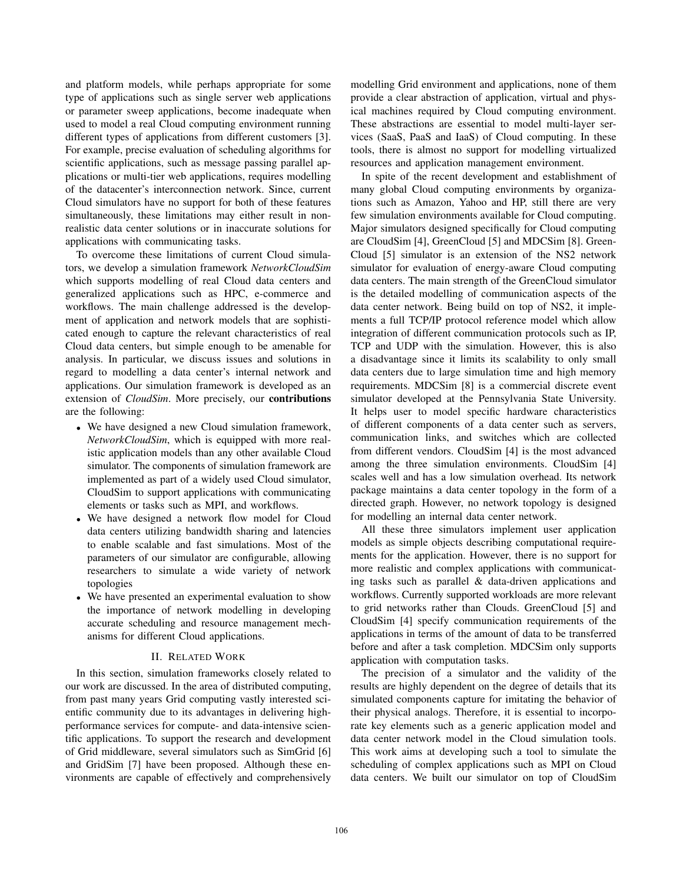and platform models, while perhaps appropriate for some type of applications such as single server web applications or parameter sweep applications, become inadequate when used to model a real Cloud computing environment running different types of applications from different customers [3]. For example, precise evaluation of scheduling algorithms for scientific applications, such as message passing parallel applications or multi-tier web applications, requires modelling of the datacenter's interconnection network. Since, current Cloud simulators have no support for both of these features simultaneously, these limitations may either result in non-realistic data center solutions or in inaccurate solutions for applications with communicating tasks.

To overcome these limitations of current Cloud simulators, we develop a simulation framework *NetworkCloudSim* which supports modelling of real Cloud data centers and generalized applications such as HPC, e-commerce and workflows. The main challenge addressed is the development of application and network models that are sophisticated enough to capture the relevant characteristics of real Cloud data centers, but simple enough to be amenable for analysis. In particular, we discuss issues and solutions in regard to modelling a data center's internal network and applications. Our simulation framework is developed as an extension of *CloudSim*. More precisely, our **contributions** are the following:

- We have designed a new Cloud simulation framework, *NetworkCloudSim*, which is equipped with more realistic application models than any other available Cloud simulator. The components of simulation framework are implemented as part of a widely used Cloud simulator, CloudSim to support applications with communicating elements or tasks such as MPI, and workflows.
- We have designed a network flow model for Cloud data centers utilizing bandwidth sharing and latencies to enable scalable and fast simulations. Most of the parameters of our simulator are configurable, allowing researchers to simulate a wide variety of network topologies
- We have presented an experimental evaluation to show the importance of network modelling in developing accurate scheduling and resource management mechanisms for different Cloud applications.

## II. Related Work

In this section, simulation frameworks closely related to our work are discussed. In the area of distributed computing, from past many years Grid computing vastly interested scientific community due to its advantages in delivering high-performance services for compute- and data-intensive scientific applications. To support the research and development of Grid middleware, several simulators such as SimGrid [6] and GridSim [7] have been proposed. Although these environments are capable of effectively and comprehensively modelling Grid environment and applications, none of them provide a clear abstraction of application, virtual and physical machines required by Cloud computing environment. These abstractions are essential to model multi-layer services (SaaS, PaaS and IaaS) of Cloud computing. In these tools, there is almost no support for modelling virtualized resources and application management environment.

In spite of the recent development and establishment of many global Cloud computing environments by organizations such as Amazon, Yahoo and HP, still there are very few simulation environments available for Cloud computing. Major simulators designed specifically for Cloud computing are CloudSim [4], GreenCloud [5] and MDCSim [8]. GreenCloud [5] simulator is an extension of the NS2 network simulator for evaluation of energy-aware Cloud computing data centers. The main strength of the GreenCloud simulator is the detailed modelling of communication aspects of the data center network. Being build on top of NS2, it implements a full TCP/IP protocol reference model which allow integration of different communication protocols such as IP, TCP and UDP with the simulation. However, this is also a disadvantage since it limits its scalability to only small data centers due to large simulation time and high memory requirements. MDCSim [8] is a commercial discrete event simulator developed at the Pennsylvania State University. It helps user to model specific hardware characteristics of different components of a data center such as servers, communication links, and switches which are collected from different vendors. CloudSim [4] is the most advanced among the three simulation environments. CloudSim [4] scales well and has a low simulation overhead. Its network package maintains a data center topology in the form of a directed graph. However, no network topology is designed for modelling an internal data center network.

All these three simulators implement user application models as simple objects describing computational requirements for the application. However, there is no support for more realistic and complex applications with communicating tasks such as parallel & data-driven applications and workflows. Currently supported workloads are more relevant to grid networks rather than Clouds. GreenCloud [5] and CloudSim [4] specify communication requirements of the applications in terms of the amount of data to be transferred before and after a task completion. MDCSim only supports application with computation tasks.

The precision of a simulator and the validity of the results are highly dependent on the degree of details that its simulated components capture for imitating the behavior of their physical analogs. Therefore, it is essential to incorporate key elements such as a generic application model and data center network model in the Cloud simulation tools. This work aims at developing such a tool to simulate the scheduling of complex applications such as MPI on Cloud data centers. We built our simulator on top of CloudSim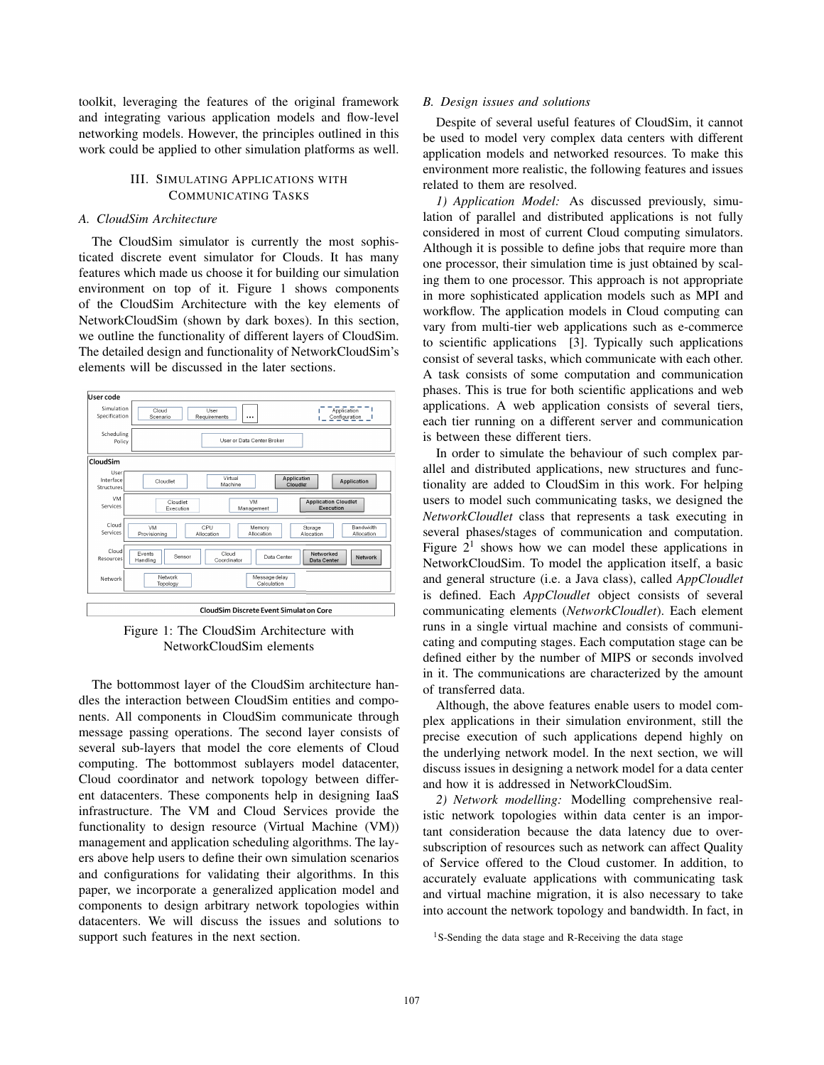toolkit, leveraging the features of the original framework and integrating various application models and flow-level networking models. However, the principles outlined in this work could be applied to other simulation platforms as well.

## III. Simulating Applications with Communicating Tasks

### A. CloudSim Architecture

The CloudSim simulator is currently the most sophisticated discrete event simulator for Clouds. It has many features which made us choose it for building our simulation environment on top of it. Figure 1 shows components of the CloudSim Architecture with the key elements of NetworkCloudSim (shown by dark boxes). In this section, we outline the functionality of different layers of CloudSim. The detailed design and functionality of NetworkCloudSim's elements will be discussed in the later sections.

User code
Simulation Specification
Cloud Scenario
User Requirements
...
Application Configuration
Scheduling Policy
User or Data Center Broker
CloudSim
User Interface Structures
Cloudlet
Virtual Machine
Application Cloudlet
Application
VM Services
Cloudlet Execution
VM Management
Application Cloudlet Execution
Cloud Services
VM Provisioning
CPU Allocation
Memory Allocation
Storage Allocation
Bandwidth Allocation
Cloud Resources
Events Handling
Sensor
Cloud Coordinator
Data Center
Networked Data Center
Network
Network
Network Topology
Message delay Calculation
CloudSim Discrete Event Simulation Core

Figure 1: The CloudSim Architecture with NetworkCloudSim elements

The bottommost layer of the CloudSim architecture handles the interaction between CloudSim entities and components. All components in CloudSim communicate through message passing operations. The second layer consists of several sub-layers that model the core elements of Cloud computing. The bottommost sublayers model datacenter, Cloud coordinator and network topology between different datacenters. These components help in designing IaaS infrastructure. The VM and Cloud Services provide the functionality to design resource (Virtual Machine (VM)) management and application scheduling algorithms. The layers above help users to define their own simulation scenarios and configurations for validating their algorithms. In this paper, we incorporate a generalized application model and components to design arbitrary network topologies within datacenters. We will discuss the issues and solutions to support such features in the next section.

### B. Design issues and solutions

Despite of several useful features of CloudSim, it cannot be used to model very complex data centers with different application models and networked resources. To make this environment more realistic, the following features and issues related to them are resolved.

*1) Application Model:* As discussed previously, simulation of parallel and distributed applications is not fully considered in most of current Cloud computing simulators. Although it is possible to define jobs that require more than one processor, their simulation time is just obtained by scaling them to one processor. This approach is not appropriate in more sophisticated application models such as MPI and workflow. The application models in Cloud computing can vary from multi-tier web applications such as e-commerce to scientific applications [3]. Typically such applications consist of several tasks, which communicate with each other. A task consists of some computation and communication phases. This is true for both scientific applications and web applications. A web application consists of several tiers, each tier running on a different server and communication is between these different tiers.

In order to simulate the behaviour of such complex parallel and distributed applications, new structures and functionality are added to CloudSim in this work. For helping users to model such communicating tasks, we designed the *NetworkCloudlet* class that represents a task executing in several phases/stages of communication and computation. Figure 2[1] shows how we can model these applications in NetworkCloudSim. To model the application itself, a basic and general structure (i.e. a Java class), called *AppCloudlet* is defined. Each *AppCloudlet* object consists of several communicating elements (*NetworkCloudlet*). Each element runs in a single virtual machine and consists of communicating and computing stages. Each computation stage can be defined either by the number of MIPS or seconds involved in it. The communications are characterized by the amount of transferred data.

Although, the above features enable users to model complex applications in their simulation environment, still the precise execution of such applications depend highly on the underlying network model. In the next section, we will discuss issues in designing a network model for a data center and how it is addressed in NetworkCloudSim.

*2) Network modelling:* Modelling comprehensive realistic network topologies within data center is an important consideration because the data latency due to oversubscription of resources such as network can affect Quality of Service offered to the Cloud customer. In addition, to accurately evaluate applications with communicating task and virtual machine migration, it is also necessary to take into account the network topology and bandwidth. In fact, in

[1] S-Sending the data stage and R-Receiving the data stage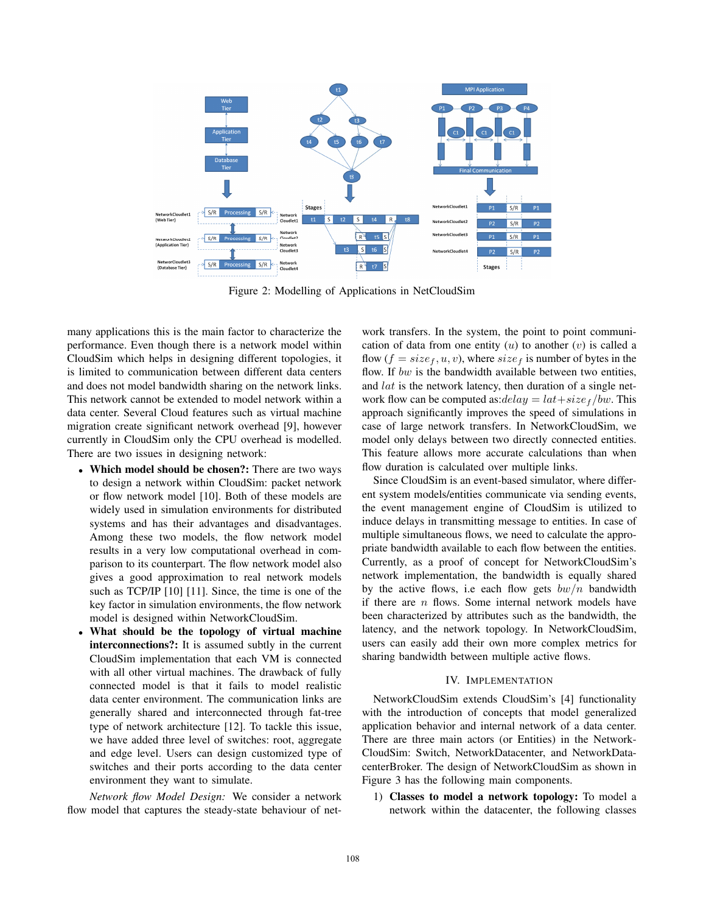Figure 2: Modelling of Applications in NetCloudSim

many applications this is the main factor to characterize the performance. Even though there is a network model within CloudSim which helps in designing different topologies, it is limited to communication between different data centers and does not model bandwidth sharing on the network links. This network cannot be extended to model network within a data center. Several Cloud features such as virtual machine migration create significant network overhead [9], however currently in CloudSim only the CPU overhead is modelled. There are two issues in designing network:

- **Which model should be chosen?:** There are two ways to design a network within CloudSim: packet network or flow network model [10]. Both of these models are widely used in simulation environments for distributed systems and has their advantages and disadvantages. Among these two models, the flow network model results in a very low computational overhead in comparison to its counterpart. The flow network model also gives a good approximation to real network models such as TCP/IP [10] [11]. Since, the time is one of the key factor in simulation environments, the flow network model is designed within NetworkCloudSim.
- **What should be the topology of virtual machine interconnections?:** It is assumed subtly in the current CloudSim implementation that each VM is connected with all other virtual machines. The drawback of fully connected model is that it fails to model realistic data center environment. The communication links are generally shared and interconnected through fat-tree type of network architecture [12]. To tackle this issue, we have added three level of switches: root, aggregate and edge level. Users can design customized type of switches and their ports according to the data center environment they want to simulate.

*Network flow Model Design:* We consider a network flow model that captures the steady-state behaviour of network transfers. In the system, the point to point communication of data from one entity ($u$) to another ($v$) is called a flow ($f = size_f, u, v$), where $size_f$ is number of bytes in the flow. If $bw$ is the bandwidth available between two entities, and $lat$ is the network latency, then duration of a single network flow can be computed as: $delay = lat + size_f/bw$. This approach significantly improves the speed of simulations in case of large network transfers. In NetworkCloudSim, we model only delays between two directly connected entities. This feature allows more accurate calculations than when flow duration is calculated over multiple links.

Since CloudSim is an event-based simulator, where different system models/entities communicate via sending events, the event management engine of CloudSim is utilized to induce delays in transmitting message to entities. In case of multiple simultaneous flows, we need to calculate the appropriate bandwidth available to each flow between the entities. Currently, as a proof of concept for NetworkCloudSim's network implementation, the bandwidth is equally shared by the active flows, i.e each flow gets $bw/n$ bandwidth if there are $n$ flows. Some internal network models have been characterized by attributes such as the bandwidth, the latency, and the network topology. In NetworkCloudSim, users can easily add their own more complex metrics for sharing bandwidth between multiple active flows.

## IV. Implementation

NetworkCloudSim extends CloudSim's [4] functionality with the introduction of concepts that model generalized application behavior and internal network of a data center. There are three main actors (or Entities) in the NetworkCloudSim: Switch, NetworkDatacenter, and NetworkDatacenterBroker. The design of NetworkCloudSim as shown in Figure 3 has the following main components.

1) **Classes to model a network topology:** To model a network within the datacenter, the following classes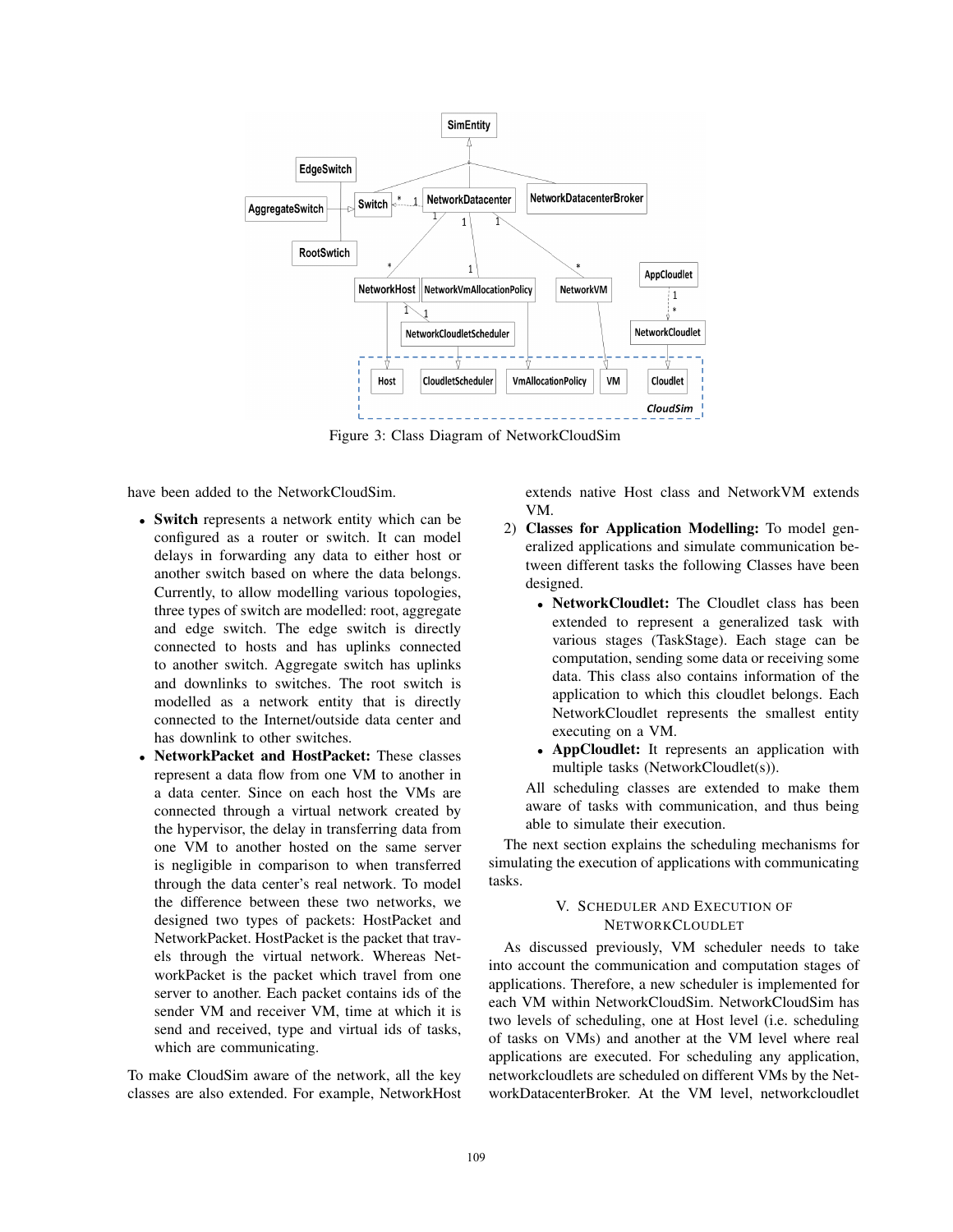SimEntity

EdgeSwitch

AggregateSwitch

Switch

NetworkDatacenter

NetworkDatacenterBroker

RootSwtich

NetworkHost

NetworkVmAllocationPolicy

NetworkVM

AppCloudlet

NetworkCloudletScheduler

NetworkCloudlet

Host

CloudletScheduler

VmAllocationPolicy

VM

Cloudlet

CloudSim

Figure 3: Class Diagram of NetworkCloudSim

have been added to the NetworkCloudSim.

- **Switch** represents a network entity which can be configured as a router or switch. It can model delays in forwarding any data to either host or another switch based on where the data belongs. Currently, to allow modelling various topologies, three types of switch are modelled: root, aggregate and edge switch. The edge switch is directly connected to hosts and has uplinks connected to another switch. Aggregate switch has uplinks and downlinks to switches. The root switch is modelled as a network entity that is directly connected to the Internet/outside data center and has downlink to other switches.
- **NetworkPacket and HostPacket:** These classes represent a data flow from one VM to another in a data center. Since on each host the VMs are connected through a virtual network created by the hypervisor, the delay in transferring data from one VM to another hosted on the same server is negligible in comparison to when transferred through the data center's real network. To model the difference between these two networks, we designed two types of packets: HostPacket and NetworkPacket. HostPacket is the packet that travels through the virtual network. Whereas NetworkPacket is the packet which travel from one server to another. Each packet contains ids of the sender VM and receiver VM, time at which it is send and received, type and virtual ids of tasks, which are communicating.

To make CloudSim aware of the network, all the key classes are also extended. For example, NetworkHost extends native Host class and NetworkVM extends VM.

2) **Classes for Application Modelling:** To model generalized applications and simulate communication between different tasks the following Classes have been designed.
   - **NetworkCloudlet:** The Cloudlet class has been extended to represent a generalized task with various stages (TaskStage). Each stage can be computation, sending some data or receiving some data. This class also contains information of the application to which this cloudlet belongs. Each NetworkCloudlet represents the smallest entity executing on a VM.
   - **AppCloudlet:** It represents an application with multiple tasks (NetworkCloudlet(s)).

   All scheduling classes are extended to make them aware of tasks with communication, and thus being able to simulate their execution.

The next section explains the scheduling mechanisms for simulating the execution of applications with communicating tasks.

## V. Scheduler and Execution of NetworkCloudlet

As discussed previously, VM scheduler needs to take into account the communication and computation stages of applications. Therefore, a new scheduler is implemented for each VM within NetworkCloudSim. NetworkCloudSim has two levels of scheduling, one at Host level (i.e. scheduling of tasks on VMs) and another at the VM level where real applications are executed. For scheduling any application, networkcloudlets are scheduled on different VMs by the NetworkDatacenterBroker. At the VM level, networkcloudlet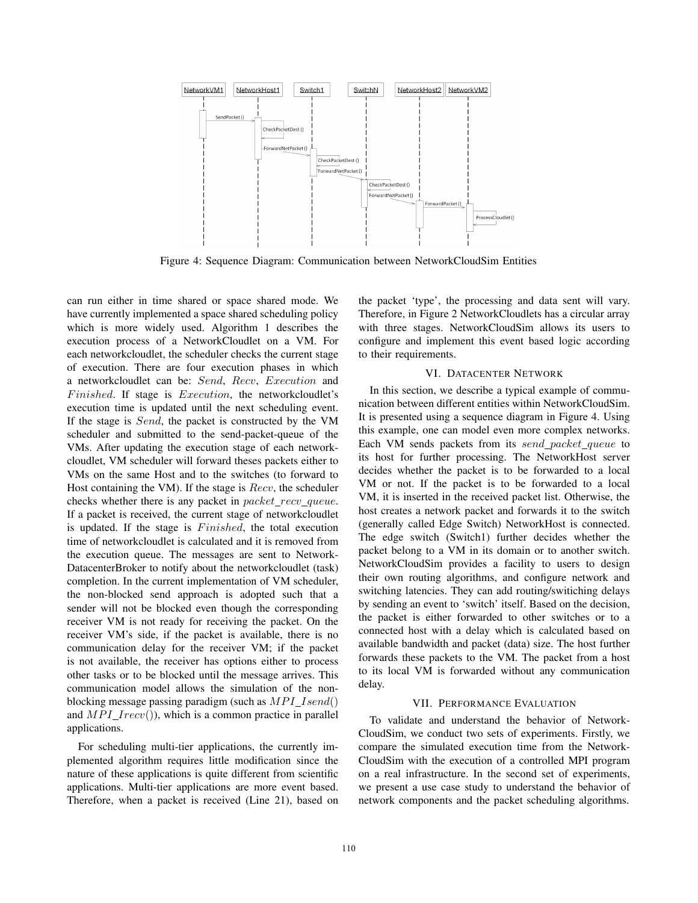Figure 4: Sequence Diagram: Communication between NetworkCloudSim Entities

can run either in time shared or space shared mode. We have currently implemented a space shared scheduling policy which is more widely used. Algorithm 1 describes the execution process of a NetworkCloudlet on a VM. For each networkcloudlet, the scheduler checks the current stage of execution. There are four execution phases in which a networkcloudlet can be: $Send$, $Recv$, $Execution$ and $Finished$. If stage is $Execution$, the networkcloudlet's execution time is updated until the next scheduling event. If the stage is $Send$, the packet is constructed by the VM scheduler and submitted to the send-packet-queue of the VMs. After updating the execution stage of each networkcloudlet, VM scheduler will forward theses packets either to VMs on the same Host and to the switches (to forward to Host containing the VM). If the stage is $Recv$, the scheduler checks whether there is any packet in $packet\_recv\_queue$. If a packet is received, the current stage of networkcloudlet is updated. If the stage is $Finished$, the total execution time of networkcloudlet is calculated and it is removed from the execution queue. The messages are sent to NetworkDatacenterBroker to notify about the networkcloudlet (task) completion. In the current implementation of VM scheduler, the non-blocked send approach is adopted such that a sender will not be blocked even though the corresponding receiver VM is not ready for receiving the packet. On the receiver VM's side, if the packet is available, there is no communication delay for the receiver VM; if the packet is not available, the receiver has options either to process other tasks or to be blocked until the message arrives. This communication model allows the simulation of the non-blocking message passing paradigm (such as $MPI\_Isend()$ and $MPI\_Irecv()$), which is a common practice in parallel applications.

For scheduling multi-tier applications, the currently implemented algorithm requires little modification since the nature of these applications is quite different from scientific applications. Multi-tier applications are more event based. Therefore, when a packet is received (Line 21), based on the packet 'type', the processing and data sent will vary. Therefore, in Figure 2 NetworkCloudlets has a circular array with three stages. NetworkCloudSim allows its users to configure and implement this event based logic according to their requirements.

## VI. Datacenter Network

In this section, we describe a typical example of communication between different entities within NetworkCloudSim. It is presented using a sequence diagram in Figure 4. Using this example, one can model even more complex networks. Each VM sends packets from its $send\_packet\_queue$ to its host for further processing. The NetworkHost server decides whether the packet is to be forwarded to a local VM or not. If the packet is to be forwarded to a local VM, it is inserted in the received packet list. Otherwise, the host creates a network packet and forwards it to the switch (generally called Edge Switch) NetworkHost is connected. The edge switch (Switch1) further decides whether the packet belong to a VM in its domain or to another switch. NetworkCloudSim provides a facility to users to design their own routing algorithms, and configure network and switching latencies. They can add routing/switiching delays by sending an event to 'switch' itself. Based on the decision, the packet is either forwarded to other switches or to a connected host with a delay which is calculated based on available bandwidth and packet (data) size. The host further forwards these packets to the VM. The packet from a host to its local VM is forwarded without any communication delay.

## VII. Performance Evaluation

To validate and understand the behavior of NetworkCloudSim, we conduct two sets of experiments. Firstly, we compare the simulated execution time from the NetworkCloudSim with the execution of a controlled MPI program on a real infrastructure. In the second set of experiments, we present a use case study to understand the behavior of network components and the packet scheduling algorithms.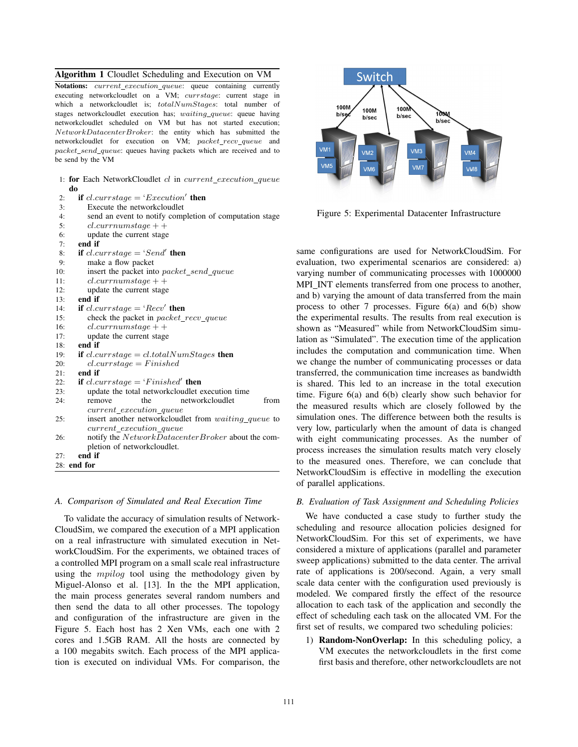**Algorithm 1** Cloudlet Scheduling and Execution on VM

**Notations:** $current\_execution\_queue$: queue containing currently executing networkcloudlet on a VM; $currstage$: current stage in which a networkcloudlet is; $totalNumStages$: total number of stages networkcloudlet execution has; $waiting\_queue$: queue having networkcloudlet scheduled on VM but has not started execution; $NetworkDatacenterBroker$: the entity which has submitted the networkcloudlet for execution on VM; $packet\_recv\_queue$ and $packet\_send\_queue$: queues having packets which are received and to be send by the VM

```
1: for Each NetworkCloudlet cl in current_execution_queue do
2:   if cl.currstage = 'Execution' then
3:     Execute the networkcloudlet
4:     send an event to notify completion of computation stage
5:     cl.currnumstage++
6:     update the current stage
7:   end if
8:   if cl.currstage = 'Send' then
9:     make a flow packet
10:    insert the packet into packet_send_queue
11:    cl.currnumstage++
12:    update the current stage
13:  end if
14:  if cl.currstage = 'Recv' then
15:    check the packet in packet_recv_queue
16:    cl.currnumstage++
17:    update the current stage
18:  end if
19:  if cl.currstage = cl.totalNumStages then
20:    cl.currstage = Finished
21:  end if
22:  if cl.currstage = 'Finished' then
23:    update the total networkcloudlet execution time
24:    remove the networkcloudlet from current_execution_queue
25:    insert another networkcloudlet from waiting_queue to current_execution_queue
26:    notify the NetworkDatacenterBroker about the completion of networkcloudlet.
27:  end if
28: end for
```

### A. Comparison of Simulated and Real Execution Time

To validate the accuracy of simulation results of NetworkCloudSim, we compared the execution of a MPI application on a real infrastructure with simulated execution in NetworkCloudSim. For the experiments, we obtained traces of a controlled MPI program on a small scale real infrastructure using the *mpilog* tool using the methodology given by Miguel-Alonso et al. [13]. In the MPI application, the main process generates several random numbers and then send the data to all other processes. The topology and configuration of the infrastructure are given in the Figure 5. Each host has 2 Xen VMs, each one with 2 cores and 1.5GB RAM. All the hosts are connected by a 100 megabits switch. Each process of the MPI application is executed on individual VMs. For comparison, the same configurations are used for NetworkCloudSim. For evaluation, two experimental scenarios are considered: a) varying number of communicating processes with 1000000 MPI_INT elements transferred from one process to another, and b) varying the amount of data transferred from the main process to other 7 processes. Figure 6(a) and 6(b) show the experimental results. The results from real execution is shown as "Measured" while from NetworkCloudSim simulation as "Simulated". The execution time of the application includes the computation and communication time. When we change the number of communicating processes or data transferred, the communication time increases as bandwidth is shared. This led to an increase in the total execution time. Figure 6(a) and 6(b) clearly show such behavior for the measured results which are closely followed by the simulation ones. The difference between both the results is very low, particularly when the amount of data is changed with eight communicating processes. As the number of process increases the simulation results match very closely to the measured ones. Therefore, we can conclude that NetworkCloudSim is effective in modelling the execution of parallel applications.

Figure 5: Experimental Datacenter Infrastructure

### B. Evaluation of Task Assignment and Scheduling Policies

We have conducted a case study to further study the scheduling and resource allocation policies designed for NetworkCloudSim. For this set of experiments, we have considered a mixture of applications (parallel and parameter sweep applications) submitted to the data center. The arrival rate of applications is 200/second. Again, a very small scale data center with the configuration used previously is modeled. We compared firstly the effect of the resource allocation to each task of the application and secondly the effect of scheduling each task on the allocated VM. For the first set of results, we compared two scheduling policies:

1) **Random-NonOverlap:** In this scheduling policy, a VM executes the networkcloudlets in the first come first basis and therefore, other networkcloudlets are not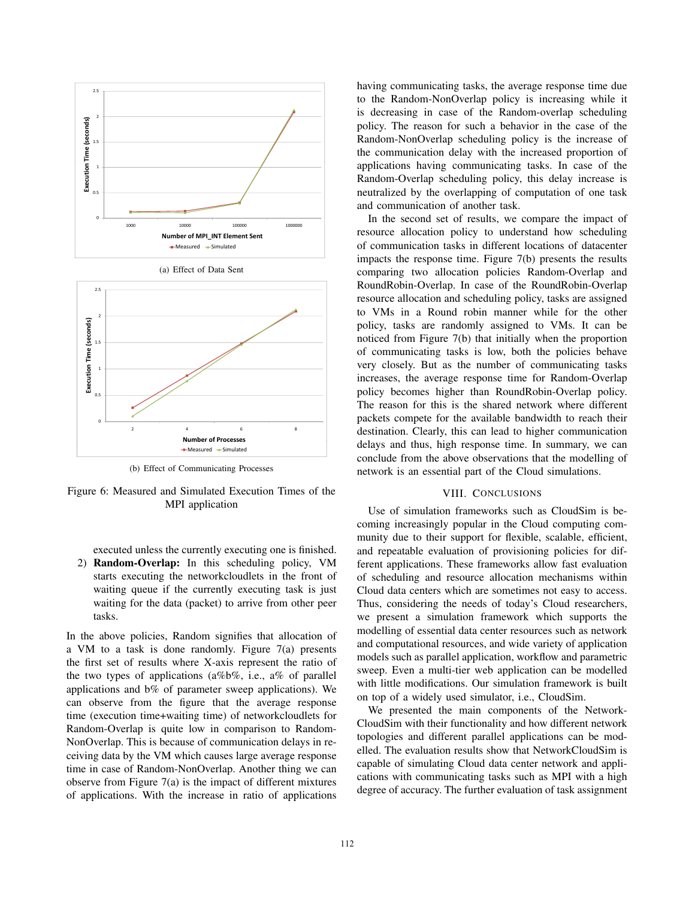2.5

2

1.5

1

0.5

0

Execution Time (seconds)

1000 10000 100000 1000000

Number of MPI_INT Element Sent

Measured Simulated

(a) Effect of Data Sent

2.5

2

1.5

1

0.5

0

Execution Time (seconds)

2 4 6 8

Number of Processes

Measured Simulated

(b) Effect of Communicating Processes

Figure 6: Measured and Simulated Execution Times of the MPI application

executed unless the currently executing one is finished.

2) **Random-Overlap:** In this scheduling policy, VM starts executing the networkcloudlets in the front of waiting queue if the currently executing task is just waiting for the data (packet) to arrive from other peer tasks.

In the above policies, Random signifies that allocation of a VM to a task is done randomly. Figure 7(a) presents the first set of results where X-axis represent the ratio of the two types of applications (a%b%, i.e., a% of parallel applications and b% of parameter sweep applications). We can observe from the figure that the average response time (execution time+waiting time) of networkcloudlets for Random-Overlap is quite low in comparison to Random-NonOverlap. This is because of communication delays in receiving data by the VM which causes large average response time in case of Random-NonOverlap. Another thing we can observe from Figure 7(a) is the impact of different mixtures of applications. With the increase in ratio of applications having communicating tasks, the average response time due to the Random-NonOverlap policy is increasing while it is decreasing in case of the Random-overlap scheduling policy. The reason for such a behavior in the case of the Random-NonOverlap scheduling policy is the increase of the communication delay with the increased proportion of applications having communicating tasks. In case of the Random-Overlap scheduling policy, this delay increase is neutralized by the overlapping of computation of one task and communication of another task.

In the second set of results, we compare the impact of resource allocation policy to understand how scheduling of communication tasks in different locations of datacenter impacts the response time. Figure 7(b) presents the results comparing two allocation policies Random-Overlap and RoundRobin-Overlap. In case of the RoundRobin-Overlap resource allocation and scheduling policy, tasks are assigned to VMs in a Round robin manner while for the other policy, tasks are randomly assigned to VMs. It can be noticed from Figure 7(b) that initially when the proportion of communicating tasks is low, both the policies behave very closely. But as the number of communicating tasks increases, the average response time for Random-Overlap policy becomes higher than RoundRobin-Overlap policy. The reason for this is the shared network where different packets compete for the available bandwidth to reach their destination. Clearly, this can lead to higher communication delays and thus, high response time. In summary, we can conclude from the above observations that the modelling of network is an essential part of the Cloud simulations.

## VIII. Conclusions

Use of simulation frameworks such as CloudSim is becoming increasingly popular in the Cloud computing community due to their support for flexible, scalable, efficient, and repeatable evaluation of provisioning policies for different applications. These frameworks allow fast evaluation of scheduling and resource allocation mechanisms within Cloud data centers which are sometimes not easy to access. Thus, considering the needs of today's Cloud researchers, we present a simulation framework which supports the modelling of essential data center resources such as network and computational resources, and wide variety of application models such as parallel application, workflow and parametric sweep. Even a multi-tier web application can be modelled with little modifications. Our simulation framework is built on top of a widely used simulator, i.e., CloudSim.

We presented the main components of the NetworkCloudSim with their functionality and how different network topologies and different parallel applications can be modelled. The evaluation results show that NetworkCloudSim is capable of simulating Cloud data center network and applications with communicating tasks such as MPI with a high degree of accuracy. The further evaluation of task assignment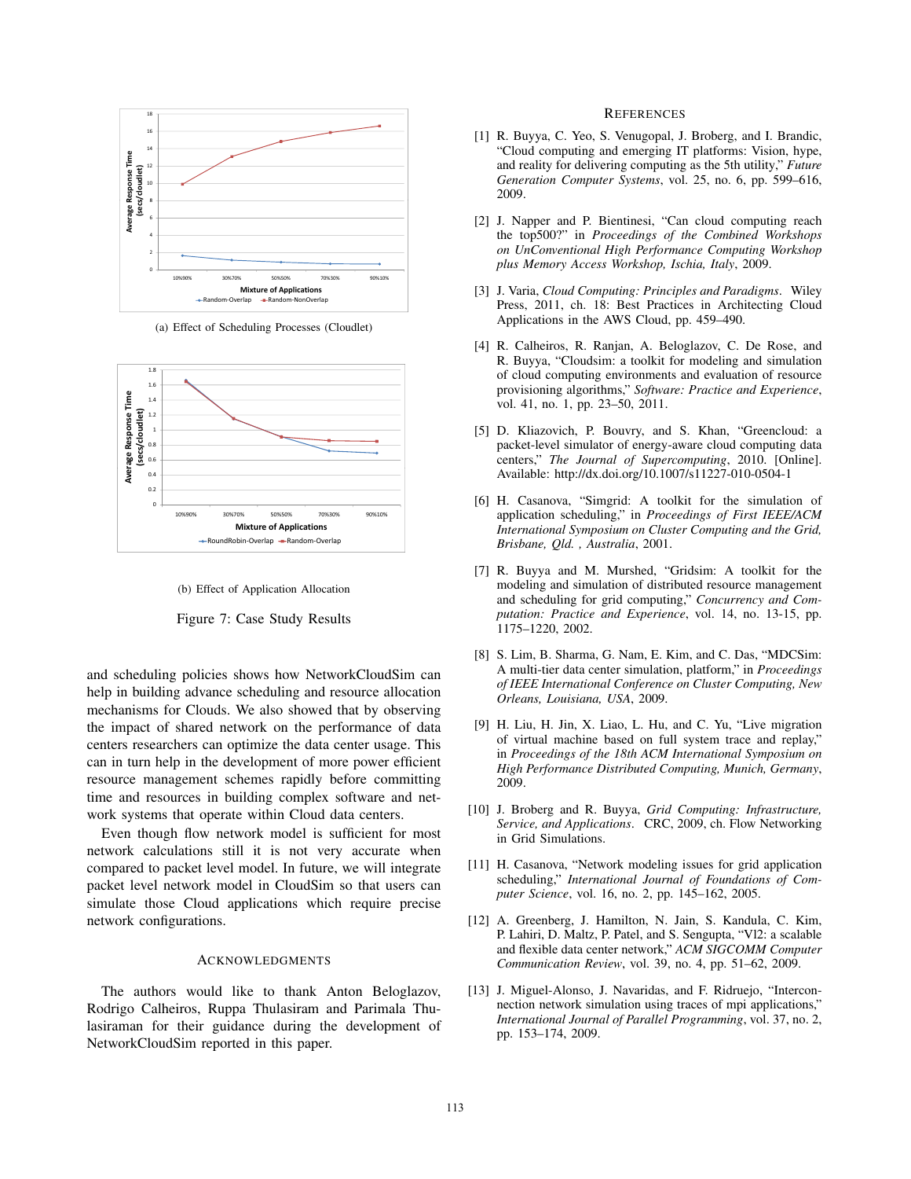18
16
14
12
10
8
6
4
2
0

Average Response Time (secs/cloudlet)

10%90% 30%70% 50%50% 70%30% 90%10%

Mixture of Applications

Random-Overlap Random-NonOverlap

(a) Effect of Scheduling Processes (Cloudlet)

1.8
1.6
1.4
1.2
1
0.8
0.6
0.4
0.2
0

Average Response Time (secs/cloudlet)

10%90% 30%70% 50%50% 70%30% 90%10%

Mixture of Applications

RoundRobin-Overlap Random-Overlap

(b) Effect of Application Allocation

Figure 7: Case Study Results

and scheduling policies shows how NetworkCloudSim can help in building advance scheduling and resource allocation mechanisms for Clouds. We also showed that by observing the impact of shared network on the performance of data centers researchers can optimize the data center usage. This can in turn help in the development of more power efficient resource management schemes rapidly before committing time and resources in building complex software and network systems that operate within Cloud data centers.

Even though flow network model is sufficient for most network calculations still it is not very accurate when compared to packet level model. In future, we will integrate packet level network model in CloudSim so that users can simulate those Cloud applications which require precise network configurations.

## Acknowledgments

The authors would like to thank Anton Beloglazov, Rodrigo Calheiros, Ruppa Thulasiram and Parimala Thulasiraman for their guidance during the development of NetworkCloudSim reported in this paper.

## References

[1] R. Buyya, C. Yeo, S. Venugopal, J. Broberg, and I. Brandic, "Cloud computing and emerging IT platforms: Vision, hype, and reality for delivering computing as the 5th utility," *Future Generation Computer Systems*, vol. 25, no. 6, pp. 599–616, 2009.

[2] J. Napper and P. Bientinesi, "Can cloud computing reach the top500?" in *Proceedings of the Combined Workshops on UnConventional High Performance Computing Workshop plus Memory Access Workshop, Ischia, Italy*, 2009.

[3] J. Varia, *Cloud Computing: Principles and Paradigms*. Wiley Press, 2011, ch. 18: Best Practices in Architecting Cloud Applications in the AWS Cloud, pp. 459–490.

[4] R. Calheiros, R. Ranjan, A. Beloglazov, C. De Rose, and R. Buyya, "Cloudsim: a toolkit for modeling and simulation of cloud computing environments and evaluation of resource provisioning algorithms," *Software: Practice and Experience*, vol. 41, no. 1, pp. 23–50, 2011.

[5] D. Kliazovich, P. Bouvry, and S. Khan, "Greencloud: a packet-level simulator of energy-aware cloud computing data centers," *The Journal of Supercomputing*, 2010. [Online]. Available: http://dx.doi.org/10.1007/s11227-010-0504-1

[6] H. Casanova, "Simgrid: A toolkit for the simulation of application scheduling," in *Proceedings of First IEEE/ACM International Symposium on Cluster Computing and the Grid, Brisbane, Qld. , Australia*, 2001.

[7] R. Buyya and M. Murshed, "Gridsim: A toolkit for the modeling and simulation of distributed resource management and scheduling for grid computing," *Concurrency and Computation: Practice and Experience*, vol. 14, no. 13-15, pp. 1175–1220, 2002.

[8] S. Lim, B. Sharma, G. Nam, E. Kim, and C. Das, "MDCSim: A multi-tier data center simulation, platform," in *Proceedings of IEEE International Conference on Cluster Computing, New Orleans, Louisiana, USA*, 2009.

[9] H. Liu, H. Jin, X. Liao, L. Hu, and C. Yu, "Live migration of virtual machine based on full system trace and replay," in *Proceedings of the 18th ACM International Symposium on High Performance Distributed Computing, Munich, Germany*, 2009.

[10] J. Broberg and R. Buyya, *Grid Computing: Infrastructure, Service, and Applications*. CRC, 2009, ch. Flow Networking in Grid Simulations.

[11] H. Casanova, "Network modeling issues for grid application scheduling," *International Journal of Foundations of Computer Science*, vol. 16, no. 2, pp. 145–162, 2005.

[12] A. Greenberg, J. Hamilton, N. Jain, S. Kandula, C. Kim, P. Lahiri, D. Maltz, P. Patel, and S. Sengupta, "Vl2: a scalable and flexible data center network," *ACM SIGCOMM Computer Communication Review*, vol. 39, no. 4, pp. 51–62, 2009.

[13] J. Miguel-Alonso, J. Navaridas, and F. Ridruejo, "Interconnection network simulation using traces of mpi applications," *International Journal of Parallel Programming*, vol. 37, no. 2, pp. 153–174, 2009.